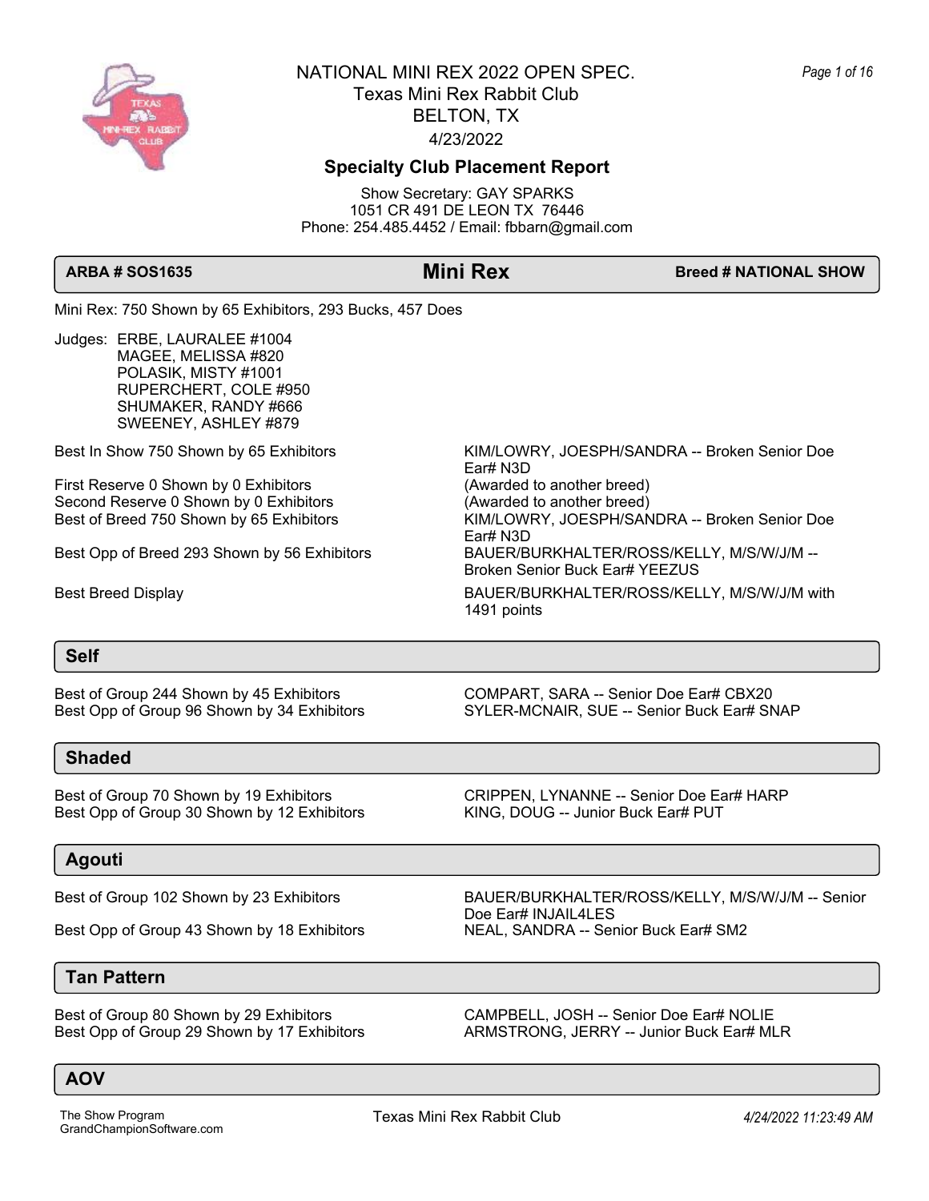# NATIONAL MINI REX 2022 OPEN SPEC.

Texas Mini Rex Rabbit Club
BELTON, TX
4/23/2022

## Specialty Club Placement Report

Show Secretary: GAY SPARKS
1051 CR 491 DE LEON TX 76446
Phone: 254.485.4452 / Email: fbbarn@gmail.com

| ARBA # SOS1635 | Mini Rex | Breed # NATIONAL SHOW |
|---|---|---|

Mini Rex: 750 Shown by 65 Exhibitors, 293 Bucks, 457 Does

Judges: ERBE, LAURALEE #1004
MAGEE, MELISSA #820
POLASIK, MISTY #1001
RUPERCHERT, COLE #950
SHUMAKER, RANDY #666
SWEENEY, ASHLEY #879

| | |
|---|---|
| Best In Show 750 Shown by 65 Exhibitors | KIM/LOWRY, JOESPH/SANDRA -- Broken Senior Doe Ear# N3D |
| First Reserve 0 Shown by 0 Exhibitors | (Awarded to another breed) |
| Second Reserve 0 Shown by 0 Exhibitors | (Awarded to another breed) |
| Best of Breed 750 Shown by 65 Exhibitors | KIM/LOWRY, JOESPH/SANDRA -- Broken Senior Doe Ear# N3D |
| Best Opp of Breed 293 Shown by 56 Exhibitors | BAUER/BURKHALTER/ROSS/KELLY, M/S/W/J/M -- Broken Senior Buck Ear# YEEZUS |
| Best Breed Display | BAUER/BURKHALTER/ROSS/KELLY, M/S/W/J/M with 1491 points |

### Self

| | |
|---|---|
| Best of Group 244 Shown by 45 Exhibitors | COMPART, SARA -- Senior Doe Ear# CBX20 |
| Best Opp of Group 96 Shown by 34 Exhibitors | SYLER-MCNAIR, SUE -- Senior Buck Ear# SNAP |

### Shaded

| | |
|---|---|
| Best of Group 70 Shown by 19 Exhibitors | CRIPPEN, LYNANNE -- Senior Doe Ear# HARP |
| Best Opp of Group 30 Shown by 12 Exhibitors | KING, DOUG -- Junior Buck Ear# PUT |

### Agouti

| | |
|---|---|
| Best of Group 102 Shown by 23 Exhibitors | BAUER/BURKHALTER/ROSS/KELLY, M/S/W/J/M -- Senior Doe Ear# INJAIL4LES |
| Best Opp of Group 43 Shown by 18 Exhibitors | NEAL, SANDRA -- Senior Buck Ear# SM2 |

### Tan Pattern

| | |
|---|---|
| Best of Group 80 Shown by 29 Exhibitors | CAMPBELL, JOSH -- Senior Doe Ear# NOLIE |
| Best Opp of Group 29 Shown by 17 Exhibitors | ARMSTRONG, JERRY -- Junior Buck Ear# MLR |

### AOV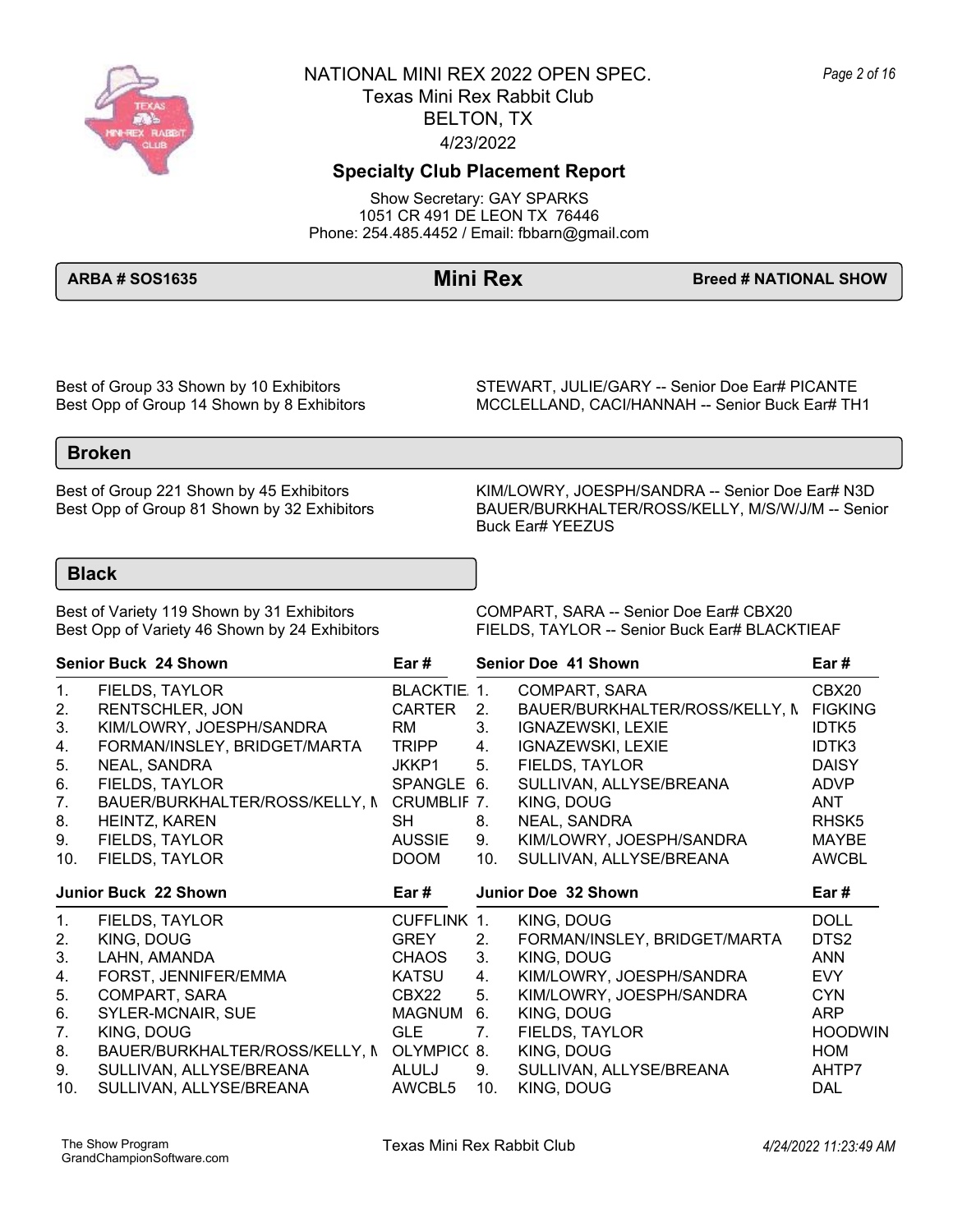# NATIONAL MINI REX 2022 OPEN SPEC.

Texas Mini Rex Rabbit Club
BELTON, TX
4/23/2022

## Specialty Club Placement Report

Show Secretary: GAY SPARKS
1051 CR 491 DE LEON TX 76446
Phone: 254.485.4452 / Email: fbbarn@gmail.com

**ARBA # SOS1635** | **Mini Rex** | **Breed # NATIONAL SHOW**

Best of Group 33 Shown by 10 Exhibitors — STEWART, JULIE/GARY -- Senior Doe Ear# PICANTE
Best Opp of Group 14 Shown by 8 Exhibitors — MCCLELLAND, CACI/HANNAH -- Senior Buck Ear# TH1

## Broken

Best of Group 221 Shown by 45 Exhibitors — KIM/LOWRY, JOESPH/SANDRA -- Senior Doe Ear# N3D
Best Opp of Group 81 Shown by 32 Exhibitors — BAUER/BURKHALTER/ROSS/KELLY, M/S/W/J/M -- Senior Buck Ear# YEEZUS

## Black

Best of Variety 119 Shown by 31 Exhibitors — COMPART, SARA -- Senior Doe Ear# CBX20
Best Opp of Variety 46 Shown by 24 Exhibitors — FIELDS, TAYLOR -- Senior Buck Ear# BLACKTIEAF

| Senior Buck 24 Shown | Ear # | Senior Doe 41 Shown | Ear # |
|---|---|---|---|
| 1. FIELDS, TAYLOR | BLACKTIE. | 1. COMPART, SARA | CBX20 |
| 2. RENTSCHLER, JON | CARTER | 2. BAUER/BURKHALTER/ROSS/KELLY, M | FIGKING |
| 3. KIM/LOWRY, JOESPH/SANDRA | RM | 3. IGNAZEWSKI, LEXIE | IDTK5 |
| 4. FORMAN/INSLEY, BRIDGET/MARTA | TRIPP | 4. IGNAZEWSKI, LEXIE | IDTK3 |
| 5. NEAL, SANDRA | JKKP1 | 5. FIELDS, TAYLOR | DAISY |
| 6. FIELDS, TAYLOR | SPANGLE | 6. SULLIVAN, ALLYSE/BREANA | ADVP |
| 7. BAUER/BURKHALTER/ROSS/KELLY, M | CRUMBLIF | 7. KING, DOUG | ANT |
| 8. HEINTZ, KAREN | SH | 8. NEAL, SANDRA | RHSK5 |
| 9. FIELDS, TAYLOR | AUSSIE | 9. KIM/LOWRY, JOESPH/SANDRA | MAYBE |
| 10. FIELDS, TAYLOR | DOOM | 10. SULLIVAN, ALLYSE/BREANA | AWCBL |

| Junior Buck 22 Shown | Ear # | Junior Doe 32 Shown | Ear # |
|---|---|---|---|
| 1. FIELDS, TAYLOR | CUFFLINK | 1. KING, DOUG | DOLL |
| 2. KING, DOUG | GREY | 2. FORMAN/INSLEY, BRIDGET/MARTA | DTS2 |
| 3. LAHN, AMANDA | CHAOS | 3. KING, DOUG | ANN |
| 4. FORST, JENNIFER/EMMA | KATSU | 4. KIM/LOWRY, JOESPH/SANDRA | EVY |
| 5. COMPART, SARA | CBX22 | 5. KIM/LOWRY, JOESPH/SANDRA | CYN |
| 6. SYLER-MCNAIR, SUE | MAGNUM | 6. KING, DOUG | ARP |
| 7. KING, DOUG | GLE | 7. FIELDS, TAYLOR | HOODWIN |
| 8. BAUER/BURKHALTER/ROSS/KELLY, M | OLYMPIC( | 8. KING, DOUG | HOM |
| 9. SULLIVAN, ALLYSE/BREANA | ALULJ | 9. SULLIVAN, ALLYSE/BREANA | AHTP7 |
| 10. SULLIVAN, ALLYSE/BREANA | AWCBL5 | 10. KING, DOUG | DAL |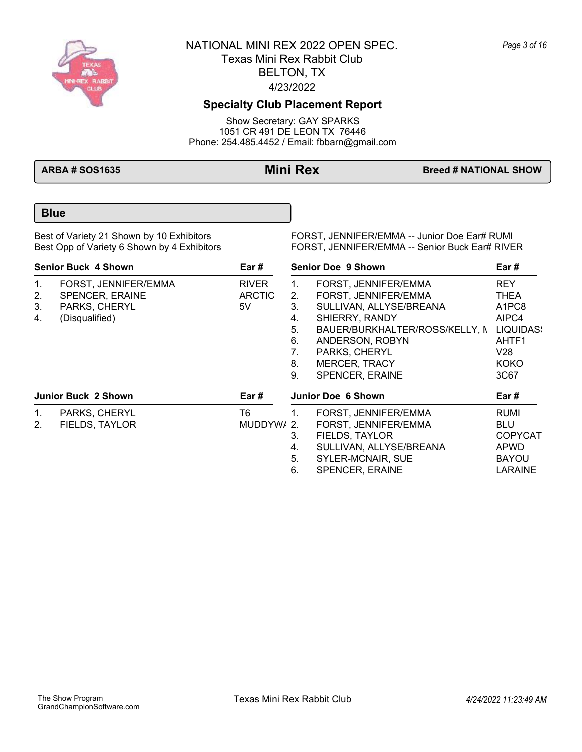# NATIONAL MINI REX 2022 OPEN SPEC.

Texas Mini Rex Rabbit Club
BELTON, TX
4/23/2022

## Specialty Club Placement Report

Show Secretary: GAY SPARKS
1051 CR 491 DE LEON TX 76446
Phone: 254.485.4452 / Email: fbbarn@gmail.com

**ARBA # SOS1635** | **Mini Rex** | **Breed # NATIONAL SHOW**

### Blue

Best of Variety 21 Shown by 10 Exhibitors — FORST, JENNIFER/EMMA -- Junior Doe Ear# RUMI

Best Opp of Variety 6 Shown by 4 Exhibitors — FORST, JENNIFER/EMMA -- Senior Buck Ear# RIVER

| Senior Buck 4 Shown | | Ear # |
|---|---|---|
| 1. | FORST, JENNIFER/EMMA | RIVER |
| 2. | SPENCER, ERAINE | ARCTIC |
| 3. | PARKS, CHERYL | 5V |
| 4. | (Disqualified) | |

| Junior Buck 2 Shown | | Ear # |
|---|---|---|
| 1. | PARKS, CHERYL | T6 |
| 2. | FIELDS, TAYLOR | MUDDYW/ |

| Senior Doe 9 Shown | | Ear # |
|---|---|---|
| 1. | FORST, JENNIFER/EMMA | REY |
| 2. | FORST, JENNIFER/EMMA | THEA |
| 3. | SULLIVAN, ALLYSE/BREANA | A1PC8 |
| 4. | SHIERRY, RANDY | AIPC4 |
| 5. | BAUER/BURKHALTER/ROSS/KELLY, M | LIQUIDAS |
| 6. | ANDERSON, ROBYN | AHTF1 |
| 7. | PARKS, CHERYL | V28 |
| 8. | MERCER, TRACY | KOKO |
| 9. | SPENCER, ERAINE | 3C67 |

| Junior Doe 6 Shown | | Ear # |
|---|---|---|
| 1. | FORST, JENNIFER/EMMA | RUMI |
| 2. | FORST, JENNIFER/EMMA | BLU |
| 3. | FIELDS, TAYLOR | COPYCAT |
| 4. | SULLIVAN, ALLYSE/BREANA | APWD |
| 5. | SYLER-MCNAIR, SUE | BAYOU |
| 6. | SPENCER, ERAINE | LARAINE |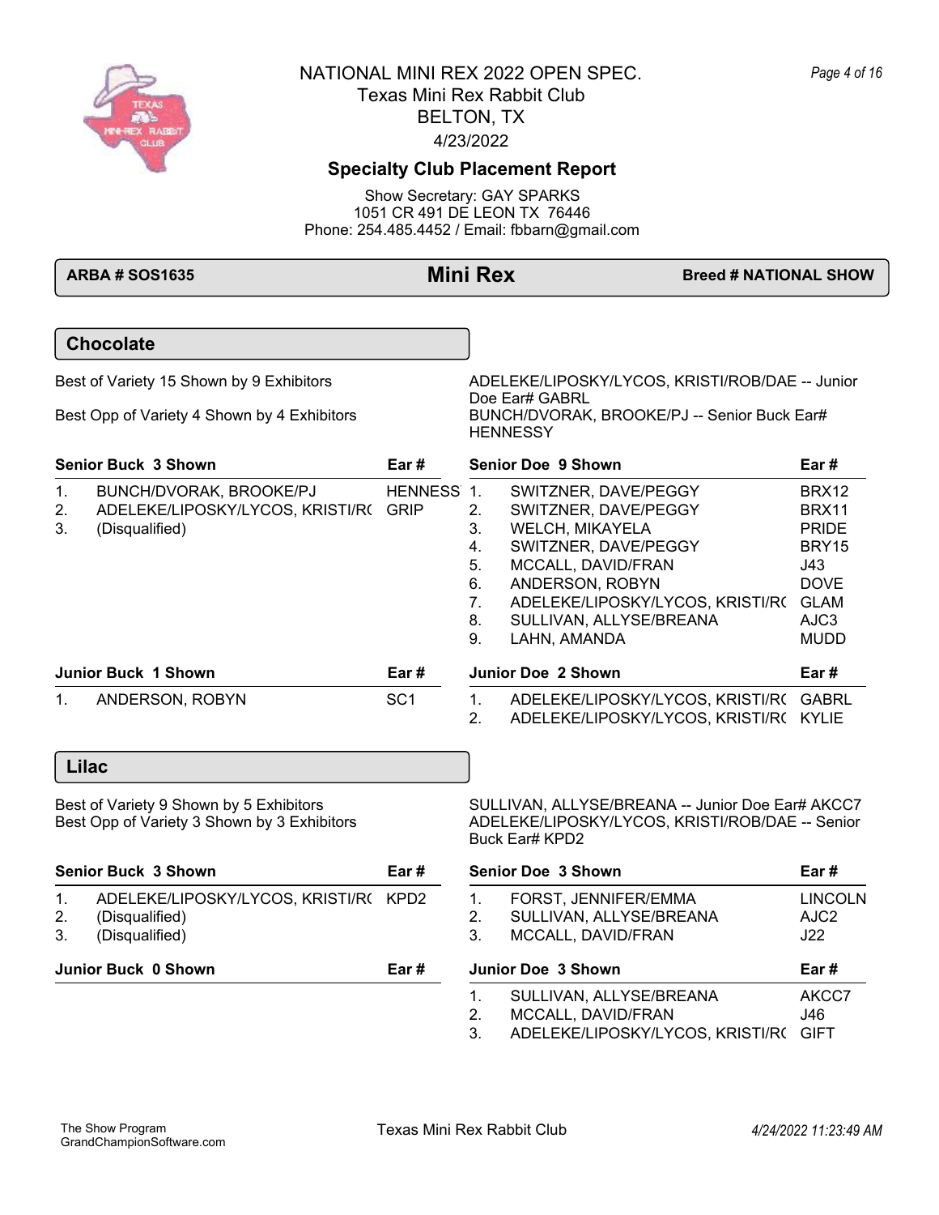# NATIONAL MINI REX 2022 OPEN SPEC.

Texas Mini Rex Rabbit Club
BELTON, TX
4/23/2022

## Specialty Club Placement Report

Show Secretary: GAY SPARKS
1051 CR 491 DE LEON TX 76446
Phone: 254.485.4452 / Email: fbbarn@gmail.com

**ARBA # SOS1635** | **Mini Rex** | **Breed # NATIONAL SHOW**

## Chocolate

Best of Variety 15 Shown by 9 Exhibitors — ADELEKE/LIPOSKY/LYCOS, KRISTI/ROB/DAE -- Junior Doe Ear# GABRL

Best Opp of Variety 4 Shown by 4 Exhibitors — BUNCH/DVORAK, BROOKE/PJ -- Senior Buck Ear# HENNESSY

**Senior Buck 3 Shown**

| | Exhibitor | Ear # |
|---|---|---|
| 1. | BUNCH/DVORAK, BROOKE/PJ | HENNESS |
| 2. | ADELEKE/LIPOSKY/LYCOS, KRISTI/R( | GRIP |
| 3. | (Disqualified) | |

**Senior Doe 9 Shown**

| | Exhibitor | Ear # |
|---|---|---|
| 1. | SWITZNER, DAVE/PEGGY | BRX12 |
| 2. | SWITZNER, DAVE/PEGGY | BRX11 |
| 3. | WELCH, MIKAYELA | PRIDE |
| 4. | SWITZNER, DAVE/PEGGY | BRY15 |
| 5. | MCCALL, DAVID/FRAN | J43 |
| 6. | ANDERSON, ROBYN | DOVE |
| 7. | ADELEKE/LIPOSKY/LYCOS, KRISTI/R( | GLAM |
| 8. | SULLIVAN, ALLYSE/BREANA | AJC3 |
| 9. | LAHN, AMANDA | MUDD |

**Junior Buck 1 Shown**

| | Exhibitor | Ear # |
|---|---|---|
| 1. | ANDERSON, ROBYN | SC1 |

**Junior Doe 2 Shown**

| | Exhibitor | Ear # |
|---|---|---|
| 1. | ADELEKE/LIPOSKY/LYCOS, KRISTI/R( | GABRL |
| 2. | ADELEKE/LIPOSKY/LYCOS, KRISTI/R( | KYLIE |

## Lilac

Best of Variety 9 Shown by 5 Exhibitors — SULLIVAN, ALLYSE/BREANA -- Junior Doe Ear# AKCC7

Best Opp of Variety 3 Shown by 3 Exhibitors — ADELEKE/LIPOSKY/LYCOS, KRISTI/ROB/DAE -- Senior Buck Ear# KPD2

**Senior Buck 3 Shown**

| | Exhibitor | Ear # |
|---|---|---|
| 1. | ADELEKE/LIPOSKY/LYCOS, KRISTI/R( | KPD2 |
| 2. | (Disqualified) | |
| 3. | (Disqualified) | |

**Senior Doe 3 Shown**

| | Exhibitor | Ear # |
|---|---|---|
| 1. | FORST, JENNIFER/EMMA | LINCOLN |
| 2. | SULLIVAN, ALLYSE/BREANA | AJC2 |
| 3. | MCCALL, DAVID/FRAN | J22 |

**Junior Buck 0 Shown**

| | Exhibitor | Ear # |
|---|---|---|

**Junior Doe 3 Shown**

| | Exhibitor | Ear # |
|---|---|---|
| 1. | SULLIVAN, ALLYSE/BREANA | AKCC7 |
| 2. | MCCALL, DAVID/FRAN | J46 |
| 3. | ADELEKE/LIPOSKY/LYCOS, KRISTI/R( | GIFT |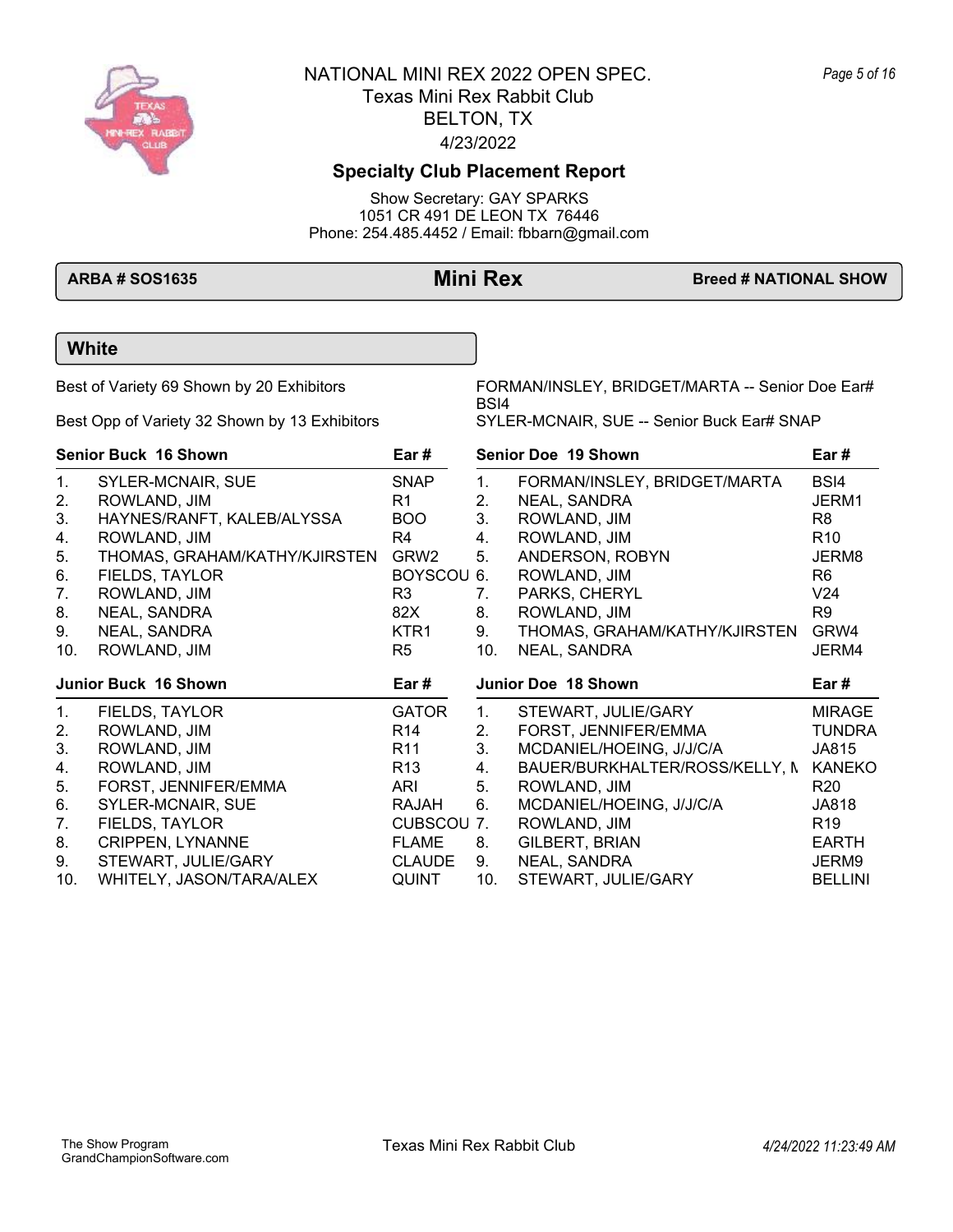# NATIONAL MINI REX 2022 OPEN SPEC.

Texas Mini Rex Rabbit Club
BELTON, TX
4/23/2022

## Specialty Club Placement Report

Show Secretary: GAY SPARKS
1051 CR 491 DE LEON TX 76446
Phone: 254.485.4452 / Email: fbbarn@gmail.com

**ARBA # SOS1635** | **Mini Rex** | **Breed # NATIONAL SHOW**

### White

Best of Variety 69 Shown by 20 Exhibitors — FORMAN/INSLEY, BRIDGET/MARTA -- Senior Doe Ear# BSI4

Best Opp of Variety 32 Shown by 13 Exhibitors — SYLER-MCNAIR, SUE -- Senior Buck Ear# SNAP

| | Senior Buck 16 Shown | Ear # |
|---|---|---|
| 1. | SYLER-MCNAIR, SUE | SNAP |
| 2. | ROWLAND, JIM | R1 |
| 3. | HAYNES/RANFT, KALEB/ALYSSA | BOO |
| 4. | ROWLAND, JIM | R4 |
| 5. | THOMAS, GRAHAM/KATHY/KJIRSTEN | GRW2 |
| 6. | FIELDS, TAYLOR | BOYSCOU |
| 7. | ROWLAND, JIM | R3 |
| 8. | NEAL, SANDRA | 82X |
| 9. | NEAL, SANDRA | KTR1 |
| 10. | ROWLAND, JIM | R5 |

| | Senior Doe 19 Shown | Ear # |
|---|---|---|
| 1. | FORMAN/INSLEY, BRIDGET/MARTA | BSI4 |
| 2. | NEAL, SANDRA | JERM1 |
| 3. | ROWLAND, JIM | R8 |
| 4. | ROWLAND, JIM | R10 |
| 5. | ANDERSON, ROBYN | JERM8 |
| 6. | ROWLAND, JIM | R6 |
| 7. | PARKS, CHERYL | V24 |
| 8. | ROWLAND, JIM | R9 |
| 9. | THOMAS, GRAHAM/KATHY/KJIRSTEN | GRW4 |
| 10. | NEAL, SANDRA | JERM4 |

| | Junior Buck 16 Shown | Ear # |
|---|---|---|
| 1. | FIELDS, TAYLOR | GATOR |
| 2. | ROWLAND, JIM | R14 |
| 3. | ROWLAND, JIM | R11 |
| 4. | ROWLAND, JIM | R13 |
| 5. | FORST, JENNIFER/EMMA | ARI |
| 6. | SYLER-MCNAIR, SUE | RAJAH |
| 7. | FIELDS, TAYLOR | CUBSCOU |
| 8. | CRIPPEN, LYNANNE | FLAME |
| 9. | STEWART, JULIE/GARY | CLAUDE |
| 10. | WHITELY, JASON/TARA/ALEX | QUINT |

| | Junior Doe 18 Shown | Ear # |
|---|---|---|
| 1. | STEWART, JULIE/GARY | MIRAGE |
| 2. | FORST, JENNIFER/EMMA | TUNDRA |
| 3. | MCDANIEL/HOEING, J/J/C/A | JA815 |
| 4. | BAUER/BURKHALTER/ROSS/KELLY, M | KANEKO |
| 5. | ROWLAND, JIM | R20 |
| 6. | MCDANIEL/HOEING, J/J/C/A | JA818 |
| 7. | ROWLAND, JIM | R19 |
| 8. | GILBERT, BRIAN | EARTH |
| 9. | NEAL, SANDRA | JERM9 |
| 10. | STEWART, JULIE/GARY | BELLINI |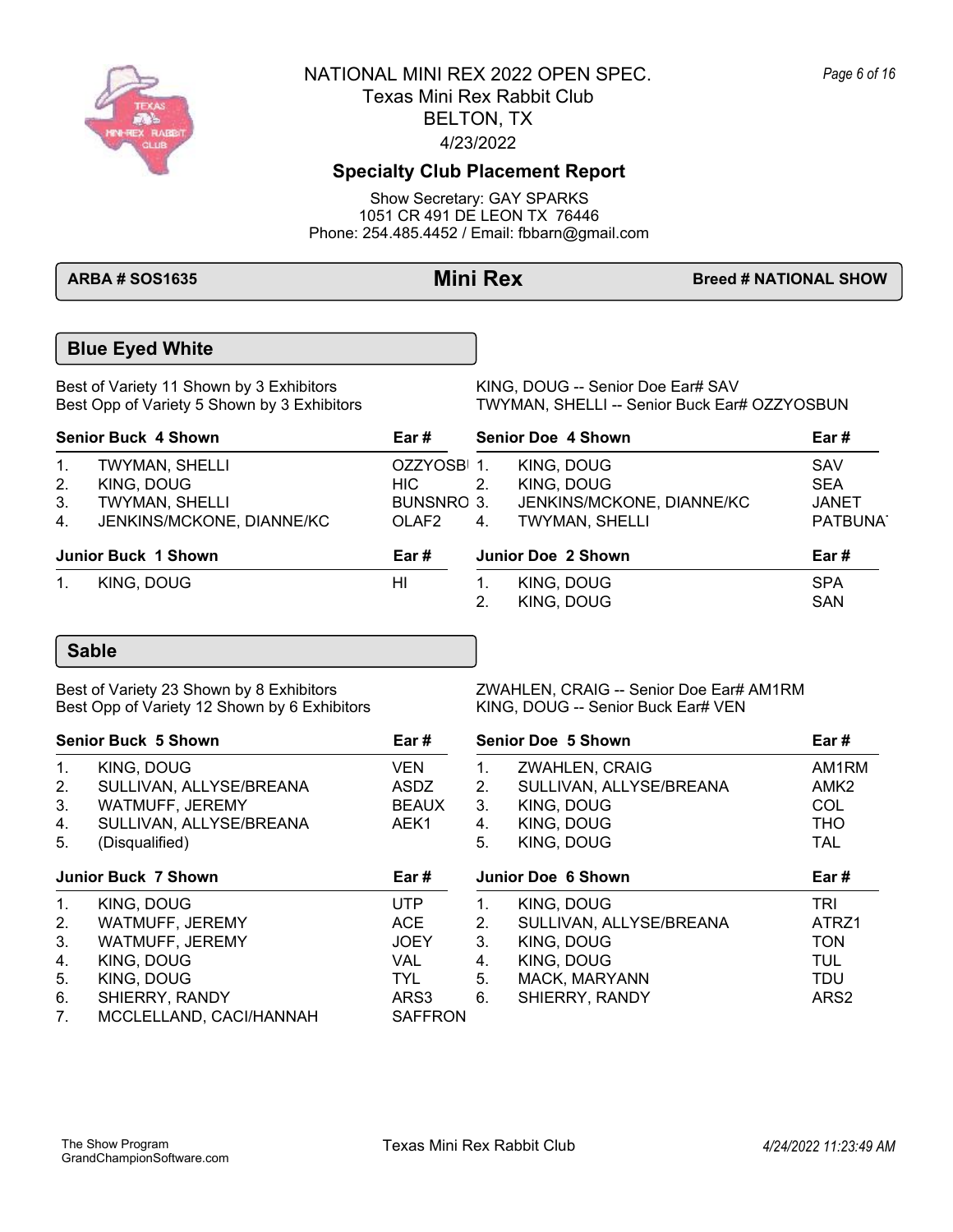# NATIONAL MINI REX 2022 OPEN SPEC.

Texas Mini Rex Rabbit Club
BELTON, TX
4/23/2022

## Specialty Club Placement Report

Show Secretary: GAY SPARKS
1051 CR 491 DE LEON TX 76446
Phone: 254.485.4452 / Email: fbbarn@gmail.com

**ARBA # SOS1635** | **Mini Rex** | **Breed # NATIONAL SHOW**

### Blue Eyed White

Best of Variety 11 Shown by 3 Exhibitors — KING, DOUG -- Senior Doe Ear# SAV
Best Opp of Variety 5 Shown by 3 Exhibitors — TWYMAN, SHELLI -- Senior Buck Ear# OZZYOSBUN

| Senior Buck 4 Shown | | Ear # |
|---|---|---|
| 1. | TWYMAN, SHELLI | OZZYOSBI |
| 2. | KING, DOUG | HIC |
| 3. | TWYMAN, SHELLI | BUNSNRO |
| 4. | JENKINS/MCKONE, DIANNE/KC | OLAF2 |

| Senior Doe 4 Shown | | Ear # |
|---|---|---|
| 1. | KING, DOUG | SAV |
| 2. | KING, DOUG | SEA |
| 3. | JENKINS/MCKONE, DIANNE/KC | JANET |
| 4. | TWYMAN, SHELLI | PATBUNA |

| Junior Buck 1 Shown | | Ear # |
|---|---|---|
| 1. | KING, DOUG | HI |

| Junior Doe 2 Shown | | Ear # |
|---|---|---|
| 1. | KING, DOUG | SPA |
| 2. | KING, DOUG | SAN |

### Sable

Best of Variety 23 Shown by 8 Exhibitors — ZWAHLEN, CRAIG -- Senior Doe Ear# AM1RM
Best Opp of Variety 12 Shown by 6 Exhibitors — KING, DOUG -- Senior Buck Ear# VEN

| Senior Buck 5 Shown | | Ear # |
|---|---|---|
| 1. | KING, DOUG | VEN |
| 2. | SULLIVAN, ALLYSE/BREANA | ASDZ |
| 3. | WATMUFF, JEREMY | BEAUX |
| 4. | SULLIVAN, ALLYSE/BREANA | AEK1 |
| 5. | (Disqualified) | |

| Senior Doe 5 Shown | | Ear # |
|---|---|---|
| 1. | ZWAHLEN, CRAIG | AM1RM |
| 2. | SULLIVAN, ALLYSE/BREANA | AMK2 |
| 3. | KING, DOUG | COL |
| 4. | KING, DOUG | THO |
| 5. | KING, DOUG | TAL |

| Junior Buck 7 Shown | | Ear # |
|---|---|---|
| 1. | KING, DOUG | UTP |
| 2. | WATMUFF, JEREMY | ACE |
| 3. | WATMUFF, JEREMY | JOEY |
| 4. | KING, DOUG | VAL |
| 5. | KING, DOUG | TYL |
| 6. | SHIERRY, RANDY | ARS3 |
| 7. | MCCLELLAND, CACI/HANNAH | SAFFRON |

| Junior Doe 6 Shown | | Ear # |
|---|---|---|
| 1. | KING, DOUG | TRI |
| 2. | SULLIVAN, ALLYSE/BREANA | ATRZ1 |
| 3. | KING, DOUG | TON |
| 4. | KING, DOUG | TUL |
| 5. | MACK, MARYANN | TDU |
| 6. | SHIERRY, RANDY | ARS2 |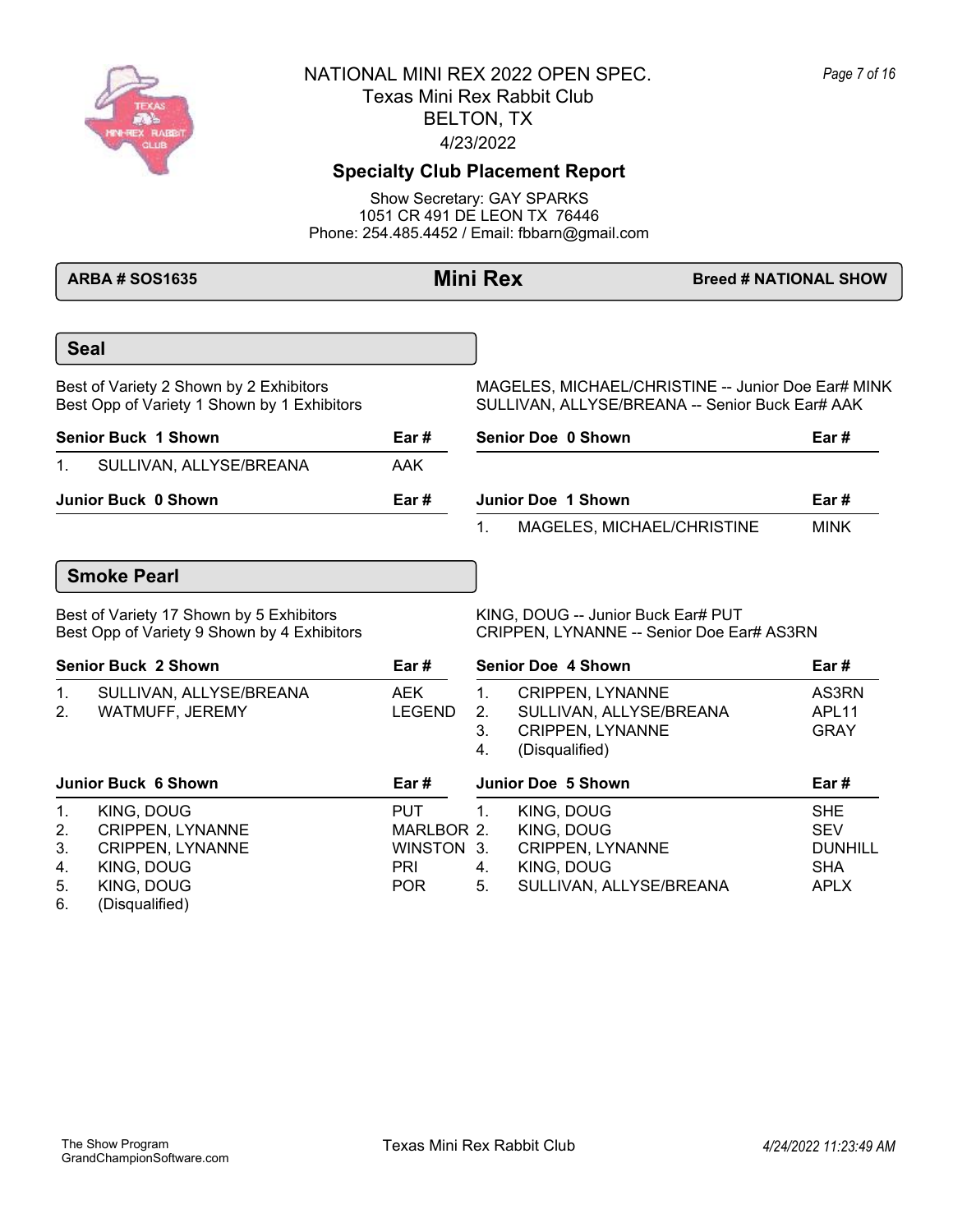# NATIONAL MINI REX 2022 OPEN SPEC.

Texas Mini Rex Rabbit Club
BELTON, TX
4/23/2022

## Specialty Club Placement Report

Show Secretary: GAY SPARKS
1051 CR 491 DE LEON TX 76446
Phone: 254.485.4452 / Email: fbbarn@gmail.com

**ARBA # SOS1635** | **Mini Rex** | **Breed # NATIONAL SHOW**

### Seal

Best of Variety 2 Shown by 2 Exhibitors — MAGELES, MICHAEL/CHRISTINE -- Junior Doe Ear# MINK

Best Opp of Variety 1 Shown by 1 Exhibitors — SULLIVAN, ALLYSE/BREANA -- Senior Buck Ear# AAK

| Senior Buck 1 Shown | Ear # |
|---|---|
| 1. SULLIVAN, ALLYSE/BREANA | AAK |

| Senior Doe 0 Shown | Ear # |
|---|---|

| Junior Buck 0 Shown | Ear # |
|---|---|

| Junior Doe 1 Shown | Ear # |
|---|---|
| 1. MAGELES, MICHAEL/CHRISTINE | MINK |

### Smoke Pearl

Best of Variety 17 Shown by 5 Exhibitors — KING, DOUG -- Junior Buck Ear# PUT

Best Opp of Variety 9 Shown by 4 Exhibitors — CRIPPEN, LYNANNE -- Senior Doe Ear# AS3RN

| Senior Buck 2 Shown | Ear # |
|---|---|
| 1. SULLIVAN, ALLYSE/BREANA | AEK |
| 2. WATMUFF, JEREMY | LEGEND |

| Senior Doe 4 Shown | Ear # |
|---|---|
| 1. CRIPPEN, LYNANNE | AS3RN |
| 2. SULLIVAN, ALLYSE/BREANA | APL11 |
| 3. CRIPPEN, LYNANNE | GRAY |
| 4. (Disqualified) | |

| Junior Buck 6 Shown | Ear # |
|---|---|
| 1. KING, DOUG | PUT |
| 2. CRIPPEN, LYNANNE | MARLBOR |
| 3. CRIPPEN, LYNANNE | WINSTON |
| 4. KING, DOUG | PRI |
| 5. KING, DOUG | POR |
| 6. (Disqualified) | |

| Junior Doe 5 Shown | Ear # |
|---|---|
| 1. KING, DOUG | SHE |
| 2. KING, DOUG | SEV |
| 3. CRIPPEN, LYNANNE | DUNHILL |
| 4. KING, DOUG | SHA |
| 5. SULLIVAN, ALLYSE/BREANA | APLX |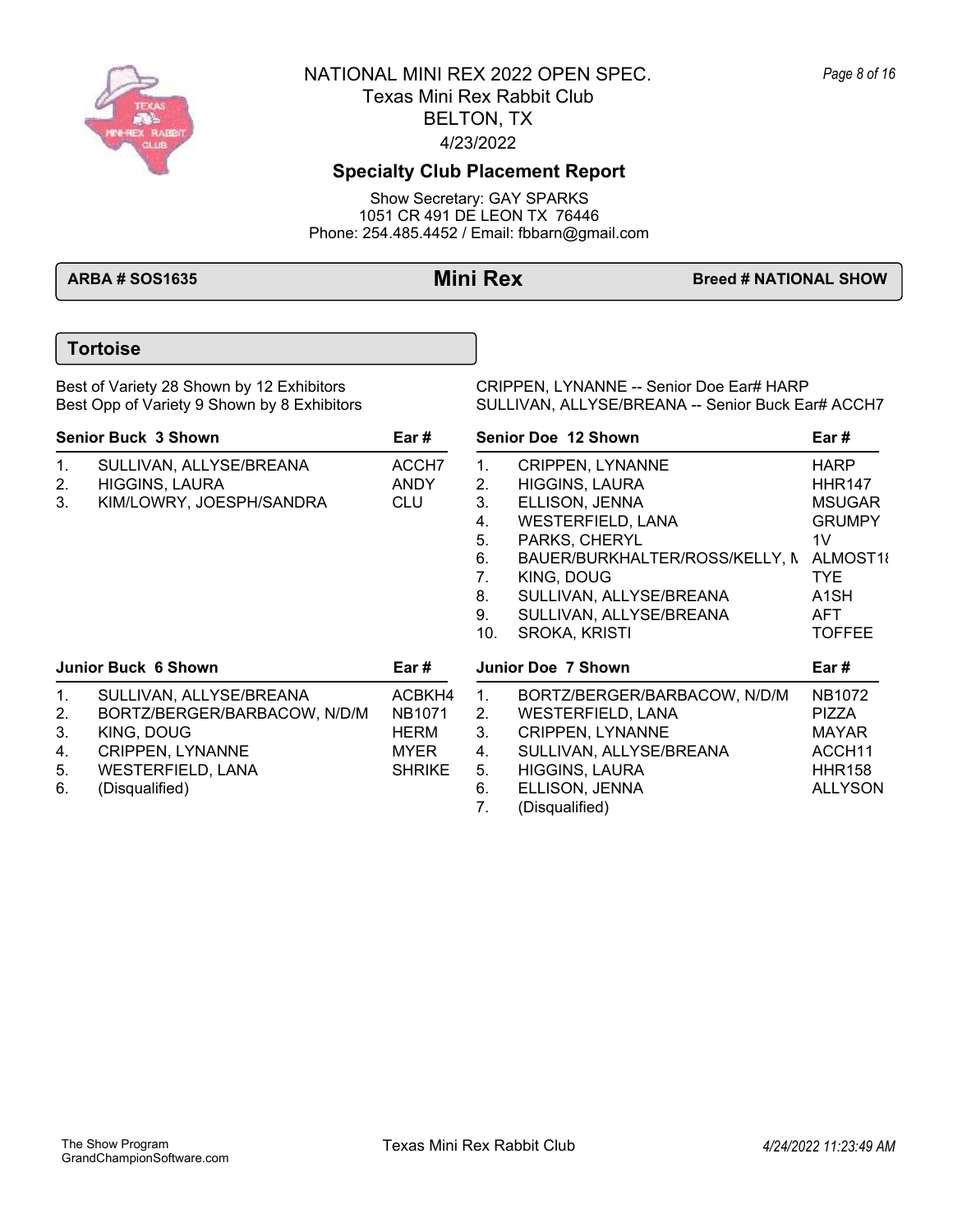# NATIONAL MINI REX 2022 OPEN SPEC.

Texas Mini Rex Rabbit Club
BELTON, TX
4/23/2022

## Specialty Club Placement Report

Show Secretary: GAY SPARKS
1051 CR 491 DE LEON TX 76446
Phone: 254.485.4452 / Email: fbbarn@gmail.com

**ARBA # SOS1635** | **Mini Rex** | **Breed # NATIONAL SHOW**

### Tortoise

Best of Variety 28 Shown by 12 Exhibitors
Best Opp of Variety 9 Shown by 8 Exhibitors

CRIPPEN, LYNANNE -- Senior Doe Ear# HARP
SULLIVAN, ALLYSE/BREANA -- Senior Buck Ear# ACCH7

**Senior Buck 3 Shown**

| | | Ear # |
|---|---|---|
| 1. | SULLIVAN, ALLYSE/BREANA | ACCH7 |
| 2. | HIGGINS, LAURA | ANDY |
| 3. | KIM/LOWRY, JOESPH/SANDRA | CLU |

**Senior Doe 12 Shown**

| | | Ear # |
|---|---|---|
| 1. | CRIPPEN, LYNANNE | HARP |
| 2. | HIGGINS, LAURA | HHR147 |
| 3. | ELLISON, JENNA | MSUGAR |
| 4. | WESTERFIELD, LANA | GRUMPY |
| 5. | PARKS, CHERYL | 1V |
| 6. | BAUER/BURKHALTER/ROSS/KELLY, M | ALMOST18 |
| 7. | KING, DOUG | TYE |
| 8. | SULLIVAN, ALLYSE/BREANA | A1SH |
| 9. | SULLIVAN, ALLYSE/BREANA | AFT |
| 10. | SROKA, KRISTI | TOFFEE |

**Junior Buck 6 Shown**

| | | Ear # |
|---|---|---|
| 1. | SULLIVAN, ALLYSE/BREANA | ACBKH4 |
| 2. | BORTZ/BERGER/BARBACOW, N/D/M | NB1071 |
| 3. | KING, DOUG | HERM |
| 4. | CRIPPEN, LYNANNE | MYER |
| 5. | WESTERFIELD, LANA | SHRIKE |
| 6. | (Disqualified) | |

**Junior Doe 7 Shown**

| | | Ear # |
|---|---|---|
| 1. | BORTZ/BERGER/BARBACOW, N/D/M | NB1072 |
| 2. | WESTERFIELD, LANA | PIZZA |
| 3. | CRIPPEN, LYNANNE | MAYAR |
| 4. | SULLIVAN, ALLYSE/BREANA | ACCH11 |
| 5. | HIGGINS, LAURA | HHR158 |
| 6. | ELLISON, JENNA | ALLYSON |
| 7. | (Disqualified) | |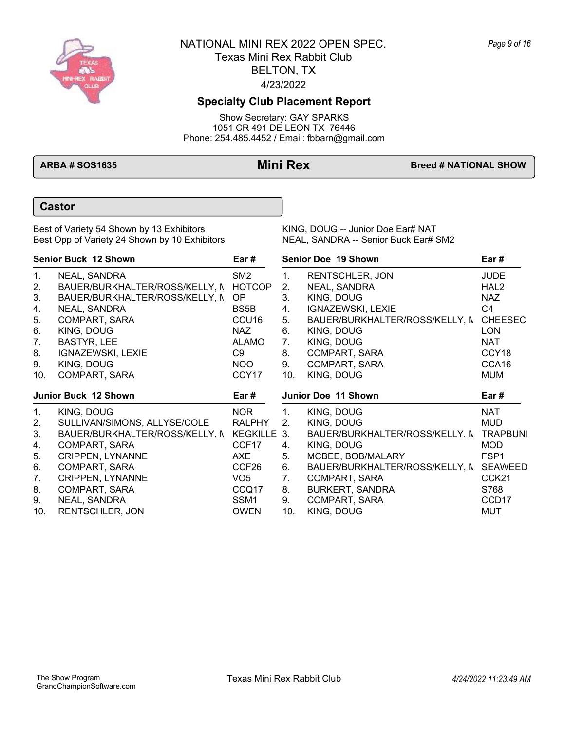# NATIONAL MINI REX 2022 OPEN SPEC.

Texas Mini Rex Rabbit Club
BELTON, TX
4/23/2022

## Specialty Club Placement Report

Show Secretary: GAY SPARKS
1051 CR 491 DE LEON TX 76446
Phone: 254.485.4452 / Email: fbbarn@gmail.com

**ARBA # SOS1635** | **Mini Rex** | **Breed # NATIONAL SHOW**

### Castor

Best of Variety 54 Shown by 13 Exhibitors — KING, DOUG -- Junior Doe Ear# NAT

Best Opp of Variety 24 Shown by 10 Exhibitors — NEAL, SANDRA -- Senior Buck Ear# SM2

**Senior Buck 12 Shown**

| | Exhibitor | Ear # |
|---|---|---|
| 1. | NEAL, SANDRA | SM2 |
| 2. | BAUER/BURKHALTER/ROSS/KELLY, M | HOTCOP |
| 3. | BAUER/BURKHALTER/ROSS/KELLY, M | OP |
| 4. | NEAL, SANDRA | BS5B |
| 5. | COMPART, SARA | CCU16 |
| 6. | KING, DOUG | NAZ |
| 7. | BASTYR, LEE | ALAMO |
| 8. | IGNAZEWSKI, LEXIE | C9 |
| 9. | KING, DOUG | NOO |
| 10. | COMPART, SARA | CCY17 |

**Junior Buck 12 Shown**

| | Exhibitor | Ear # |
|---|---|---|
| 1. | KING, DOUG | NOR |
| 2. | SULLIVAN/SIMONS, ALLYSE/COLE | RALPHY |
| 3. | BAUER/BURKHALTER/ROSS/KELLY, M | KEGKILLE |
| 4. | COMPART, SARA | CCF17 |
| 5. | CRIPPEN, LYNANNE | AXE |
| 6. | COMPART, SARA | CCF26 |
| 7. | CRIPPEN, LYNANNE | VO5 |
| 8. | COMPART, SARA | CCQ17 |
| 9. | NEAL, SANDRA | SSM1 |
| 10. | RENTSCHLER, JON | OWEN |

**Senior Doe 19 Shown**

| | Exhibitor | Ear # |
|---|---|---|
| 1. | RENTSCHLER, JON | JUDE |
| 2. | NEAL, SANDRA | HAL2 |
| 3. | KING, DOUG | NAZ |
| 4. | IGNAZEWSKI, LEXIE | C4 |
| 5. | BAUER/BURKHALTER/ROSS/KELLY, M | CHEESEC |
| 6. | KING, DOUG | LON |
| 7. | KING, DOUG | NAT |
| 8. | COMPART, SARA | CCY18 |
| 9. | COMPART, SARA | CCA16 |
| 10. | KING, DOUG | MUM |

**Junior Doe 11 Shown**

| | Exhibitor | Ear # |
|---|---|---|
| 1. | KING, DOUG | NAT |
| 2. | KING, DOUG | MUD |
| 3. | BAUER/BURKHALTER/ROSS/KELLY, M | TRAPBUNI |
| 4. | KING, DOUG | MOD |
| 5. | MCBEE, BOB/MALARY | FSP1 |
| 6. | BAUER/BURKHALTER/ROSS/KELLY, M | SEAWEED |
| 7. | COMPART, SARA | CCK21 |
| 8. | BURKERT, SANDRA | S768 |
| 9. | COMPART, SARA | CCD17 |
| 10. | KING, DOUG | MUT |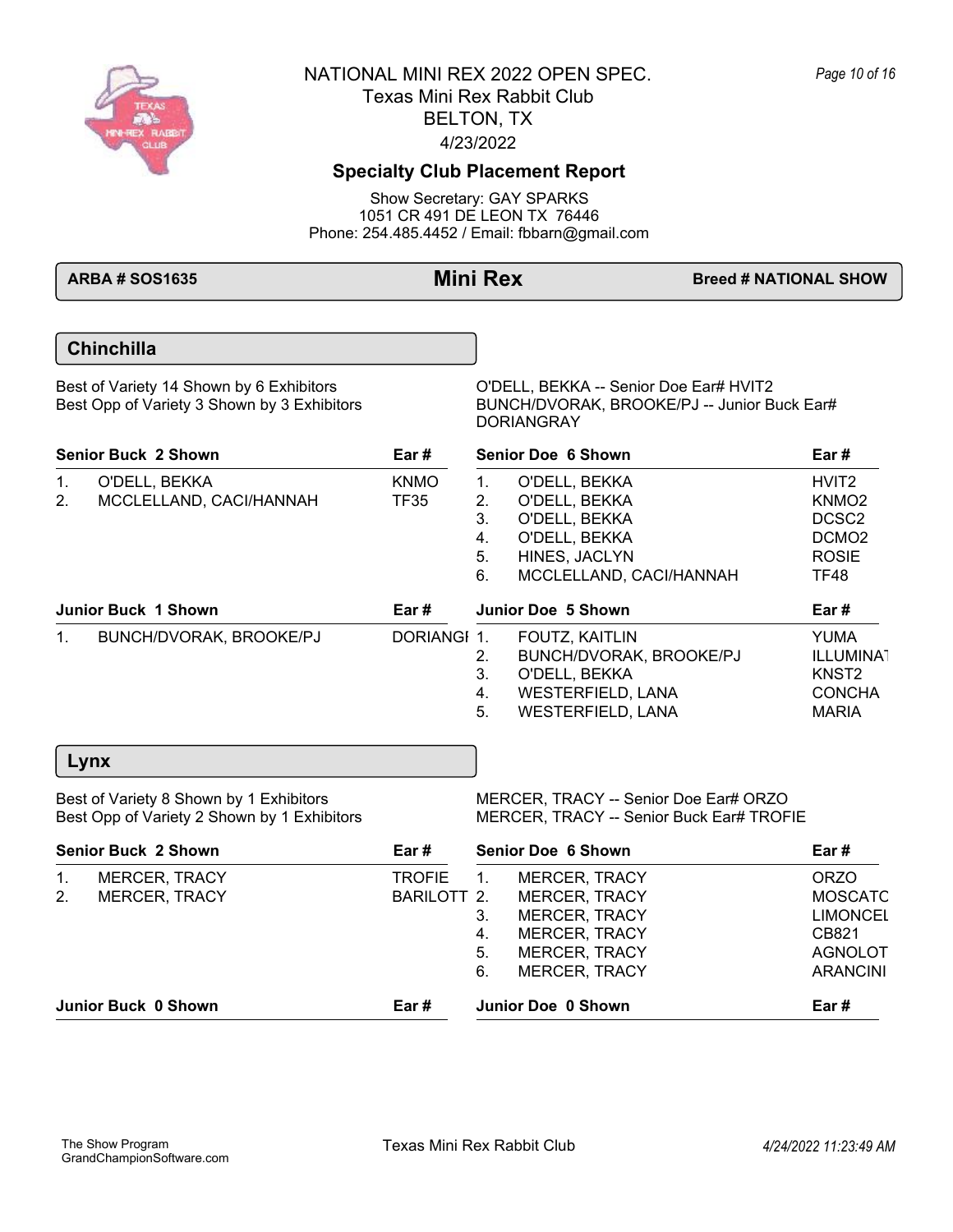# NATIONAL MINI REX 2022 OPEN SPEC.

Texas Mini Rex Rabbit Club
BELTON, TX
4/23/2022

## Specialty Club Placement Report

Show Secretary: GAY SPARKS
1051 CR 491 DE LEON TX 76446
Phone: 254.485.4452 / Email: fbbarn@gmail.com

**ARBA # SOS1635** | **Mini Rex** | **Breed # NATIONAL SHOW**

### Chinchilla

Best of Variety 14 Shown by 6 Exhibitors — O'DELL, BEKKA -- Senior Doe Ear# HVIT2
Best Opp of Variety 3 Shown by 3 Exhibitors — BUNCH/DVORAK, BROOKE/PJ -- Junior Buck Ear# DORIANGRAY

| Senior Buck 2 Shown | | Ear # |
|---|---|---|
| 1. | O'DELL, BEKKA | KNMO |
| 2. | MCCLELLAND, CACI/HANNAH | TF35 |

| Senior Doe 6 Shown | | Ear # |
|---|---|---|
| 1. | O'DELL, BEKKA | HVIT2 |
| 2. | O'DELL, BEKKA | KNMO2 |
| 3. | O'DELL, BEKKA | DCSC2 |
| 4. | O'DELL, BEKKA | DCMO2 |
| 5. | HINES, JACLYN | ROSIE |
| 6. | MCCLELLAND, CACI/HANNAH | TF48 |

| Junior Buck 1 Shown | | Ear # |
|---|---|---|
| 1. | BUNCH/DVORAK, BROOKE/PJ | DORIANGI |

| Junior Doe 5 Shown | | Ear # |
|---|---|---|
| 1. | FOUTZ, KAITLIN | YUMA |
| 2. | BUNCH/DVORAK, BROOKE/PJ | ILLUMINAT |
| 3. | O'DELL, BEKKA | KNST2 |
| 4. | WESTERFIELD, LANA | CONCHA |
| 5. | WESTERFIELD, LANA | MARIA |

### Lynx

Best of Variety 8 Shown by 1 Exhibitors — MERCER, TRACY -- Senior Doe Ear# ORZO
Best Opp of Variety 2 Shown by 1 Exhibitors — MERCER, TRACY -- Senior Buck Ear# TROFIE

| Senior Buck 2 Shown | | Ear # |
|---|---|---|
| 1. | MERCER, TRACY | TROFIE |
| 2. | MERCER, TRACY | BARILOTT |

| Senior Doe 6 Shown | | Ear # |
|---|---|---|
| 1. | MERCER, TRACY | ORZO |
| 2. | MERCER, TRACY | MOSCATO |
| 3. | MERCER, TRACY | LIMONCEL |
| 4. | MERCER, TRACY | CB821 |
| 5. | MERCER, TRACY | AGNOLOT |
| 6. | MERCER, TRACY | ARANCINI |

| Junior Buck 0 Shown | | Ear # |
|---|---|---|

| Junior Doe 0 Shown | | Ear # |
|---|---|---|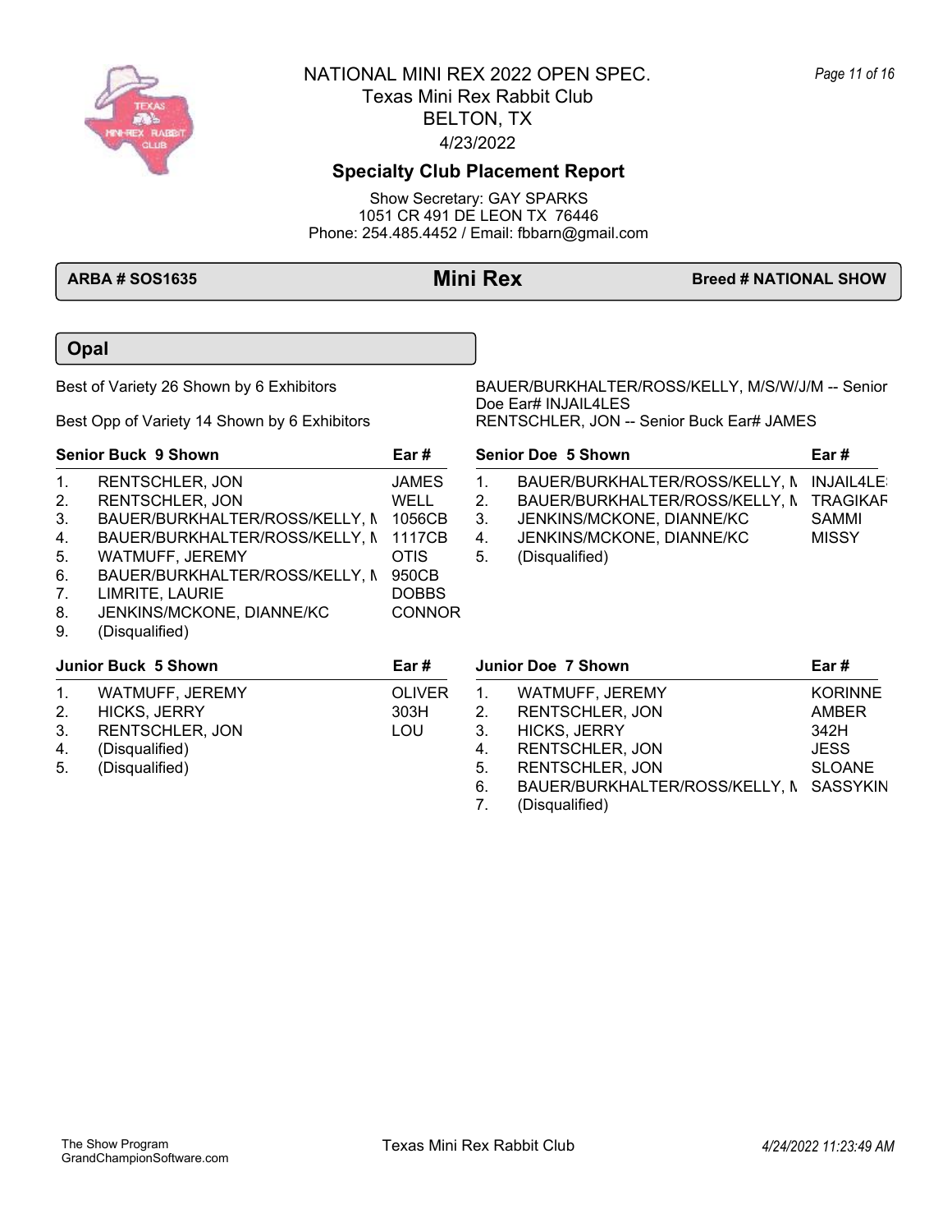# NATIONAL MINI REX 2022 OPEN SPEC.

Texas Mini Rex Rabbit Club
BELTON, TX
4/23/2022

## Specialty Club Placement Report

Show Secretary: GAY SPARKS
1051 CR 491 DE LEON TX 76446
Phone: 254.485.4452 / Email: fbbarn@gmail.com

**ARBA # SOS1635** | **Mini Rex** | **Breed # NATIONAL SHOW**

### Opal

Best of Variety 26 Shown by 6 Exhibitors — BAUER/BURKHALTER/ROSS/KELLY, M/S/W/J/M -- Senior Doe Ear# INJAIL4LES

Best Opp of Variety 14 Shown by 6 Exhibitors — RENTSCHLER, JON -- Senior Buck Ear# JAMES

| Senior Buck 9 Shown | | Ear # |
|---|---|---|
| 1. | RENTSCHLER, JON | JAMES |
| 2. | RENTSCHLER, JON | WELL |
| 3. | BAUER/BURKHALTER/ROSS/KELLY, M | 1056CB |
| 4. | BAUER/BURKHALTER/ROSS/KELLY, M | 1117CB |
| 5. | WATMUFF, JEREMY | OTIS |
| 6. | BAUER/BURKHALTER/ROSS/KELLY, M | 950CB |
| 7. | LIMRITE, LAURIE | DOBBS |
| 8. | JENKINS/MCKONE, DIANNE/KC | CONNOR |
| 9. | (Disqualified) | |

| Senior Doe 5 Shown | | Ear # |
|---|---|---|
| 1. | BAUER/BURKHALTER/ROSS/KELLY, M | INJAIL4LE |
| 2. | BAUER/BURKHALTER/ROSS/KELLY, M | TRAGIKAF |
| 3. | JENKINS/MCKONE, DIANNE/KC | SAMMI |
| 4. | JENKINS/MCKONE, DIANNE/KC | MISSY |
| 5. | (Disqualified) | |

| Junior Buck 5 Shown | | Ear # |
|---|---|---|
| 1. | WATMUFF, JEREMY | OLIVER |
| 2. | HICKS, JERRY | 303H |
| 3. | RENTSCHLER, JON | LOU |
| 4. | (Disqualified) | |
| 5. | (Disqualified) | |

| Junior Doe 7 Shown | | Ear # |
|---|---|---|
| 1. | WATMUFF, JEREMY | KORINNE |
| 2. | RENTSCHLER, JON | AMBER |
| 3. | HICKS, JERRY | 342H |
| 4. | RENTSCHLER, JON | JESS |
| 5. | RENTSCHLER, JON | SLOANE |
| 6. | BAUER/BURKHALTER/ROSS/KELLY, M | SASSYKIN |
| 7. | (Disqualified) | |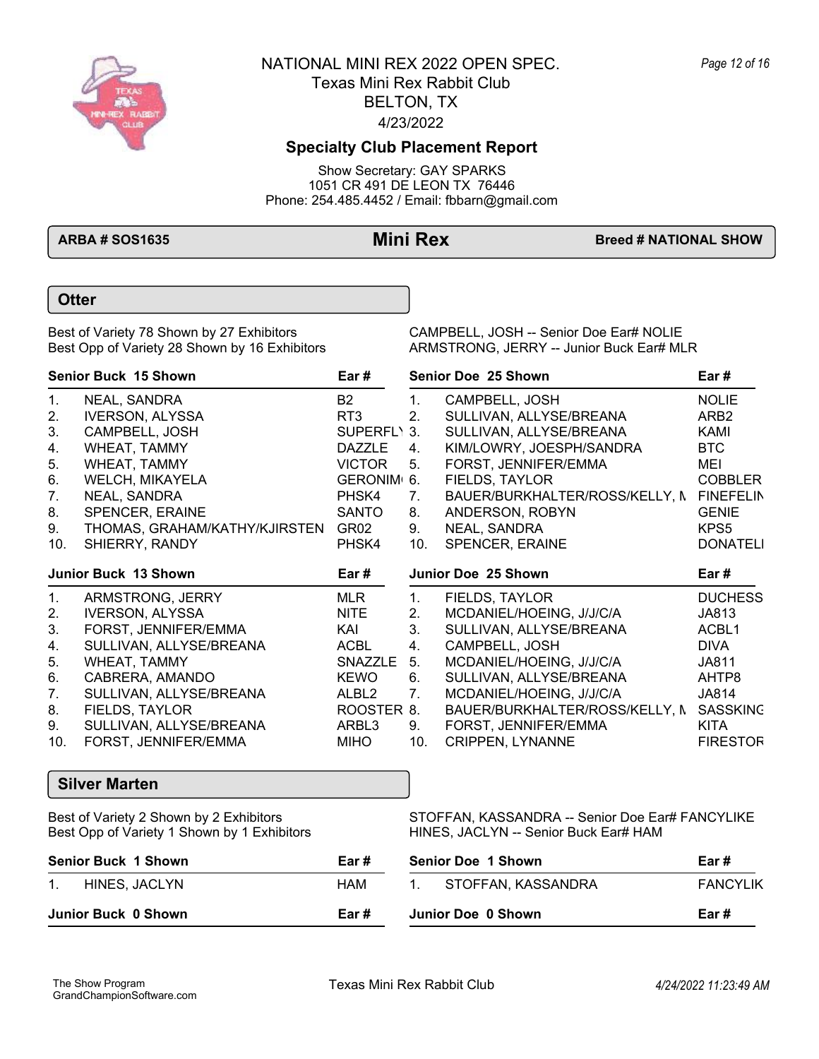# NATIONAL MINI REX 2022 OPEN SPEC.

Texas Mini Rex Rabbit Club
BELTON, TX
4/23/2022

## Specialty Club Placement Report

Show Secretary: GAY SPARKS
1051 CR 491 DE LEON TX 76446
Phone: 254.485.4452 / Email: fbbarn@gmail.com

**ARBA # SOS1635** | **Mini Rex** | **Breed # NATIONAL SHOW**

### Otter

Best of Variety 78 Shown by 27 Exhibitors — CAMPBELL, JOSH -- Senior Doe Ear# NOLIE
Best Opp of Variety 28 Shown by 16 Exhibitors — ARMSTRONG, JERRY -- Junior Buck Ear# MLR

| Senior Buck 15 Shown | | Ear # |
|---|---|---|
| 1. | NEAL, SANDRA | B2 |
| 2. | IVERSON, ALYSSA | RT3 |
| 3. | CAMPBELL, JOSH | SUPERFL |
| 4. | WHEAT, TAMMY | DAZZLE |
| 5. | WHEAT, TAMMY | VICTOR |
| 6. | WELCH, MIKAYELA | GERONIM |
| 7. | NEAL, SANDRA | PHSK4 |
| 8. | SPENCER, ERAINE | SANTO |
| 9. | THOMAS, GRAHAM/KATHY/KJIRSTEN | GR02 |
| 10. | SHIERRY, RANDY | PHSK4 |

| Senior Doe 25 Shown | | Ear # |
|---|---|---|
| 1. | CAMPBELL, JOSH | NOLIE |
| 2. | SULLIVAN, ALLYSE/BREANA | ARB2 |
| 3. | SULLIVAN, ALLYSE/BREANA | KAMI |
| 4. | KIM/LOWRY, JOESPH/SANDRA | BTC |
| 5. | FORST, JENNIFER/EMMA | MEI |
| 6. | FIELDS, TAYLOR | COBBLER |
| 7. | BAUER/BURKHALTER/ROSS/KELLY, M | FINEFELIN |
| 8. | ANDERSON, ROBYN | GENIE |
| 9. | NEAL, SANDRA | KPS5 |
| 10. | SPENCER, ERAINE | DONATELI |

| Junior Buck 13 Shown | | Ear # |
|---|---|---|
| 1. | ARMSTRONG, JERRY | MLR |
| 2. | IVERSON, ALYSSA | NITE |
| 3. | FORST, JENNIFER/EMMA | KAI |
| 4. | SULLIVAN, ALLYSE/BREANA | ACBL |
| 5. | WHEAT, TAMMY | SNAZZLE |
| 6. | CABRERA, AMANDO | KEWO |
| 7. | SULLIVAN, ALLYSE/BREANA | ALBL2 |
| 8. | FIELDS, TAYLOR | ROOSTER |
| 9. | SULLIVAN, ALLYSE/BREANA | ARBL3 |
| 10. | FORST, JENNIFER/EMMA | MIHO |

| Junior Doe 25 Shown | | Ear # |
|---|---|---|
| 1. | FIELDS, TAYLOR | DUCHESS |
| 2. | MCDANIEL/HOEING, J/J/C/A | JA813 |
| 3. | SULLIVAN, ALLYSE/BREANA | ACBL1 |
| 4. | CAMPBELL, JOSH | DIVA |
| 5. | MCDANIEL/HOEING, J/J/C/A | JA811 |
| 6. | SULLIVAN, ALLYSE/BREANA | AHTP8 |
| 7. | MCDANIEL/HOEING, J/J/C/A | JA814 |
| 8. | BAUER/BURKHALTER/ROSS/KELLY, M | SASSKING |
| 9. | FORST, JENNIFER/EMMA | KITA |
| 10. | CRIPPEN, LYNANNE | FIRESTOR |

### Silver Marten

Best of Variety 2 Shown by 2 Exhibitors — STOFFAN, KASSANDRA -- Senior Doe Ear# FANCYLIKE
Best Opp of Variety 1 Shown by 1 Exhibitors — HINES, JACLYN -- Senior Buck Ear# HAM

| Senior Buck 1 Shown | | Ear # |
|---|---|---|
| 1. | HINES, JACLYN | HAM |

| Senior Doe 1 Shown | | Ear # |
|---|---|---|
| 1. | STOFFAN, KASSANDRA | FANCYLIK |

| Junior Buck 0 Shown | | Ear # |
|---|---|---|

| Junior Doe 0 Shown | | Ear # |
|---|---|---|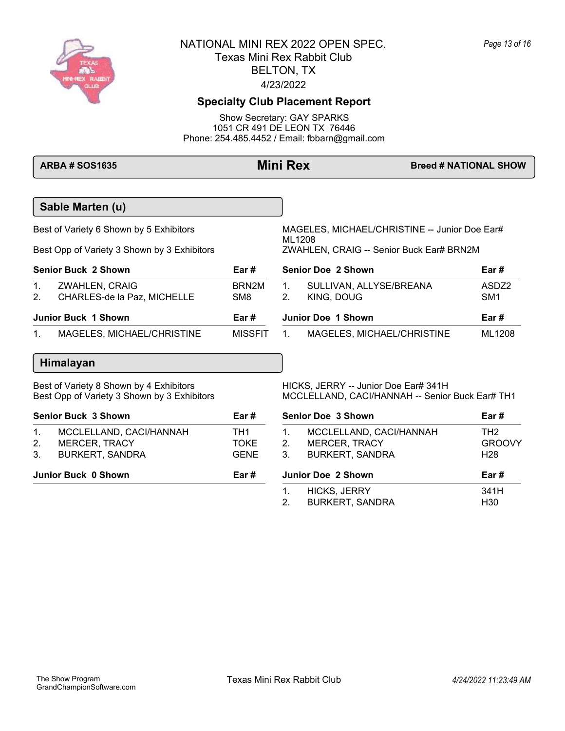NATIONAL MINI REX 2022 OPEN SPEC.
Texas Mini Rex Rabbit Club
BELTON, TX
4/23/2022

## Specialty Club Placement Report

Show Secretary: GAY SPARKS
1051 CR 491 DE LEON TX 76446
Phone: 254.485.4452 / Email: fbbarn@gmail.com

**ARBA # SOS1635** — **Mini Rex** — **Breed # NATIONAL SHOW**

### Sable Marten (u)

Best of Variety 6 Shown by 5 Exhibitors — MAGELES, MICHAEL/CHRISTINE -- Junior Doe Ear# ML1208

Best Opp of Variety 3 Shown by 3 Exhibitors — ZWAHLEN, CRAIG -- Senior Buck Ear# BRN2M

| Senior Buck 2 Shown | | Ear # |
|---|---|---|
| 1. | ZWAHLEN, CRAIG | BRN2M |
| 2. | CHARLES-de la Paz, MICHELLE | SM8 |

| Senior Doe 2 Shown | | Ear # |
|---|---|---|
| 1. | SULLIVAN, ALLYSE/BREANA | ASDZ2 |
| 2. | KING, DOUG | SM1 |

| Junior Buck 1 Shown | | Ear # |
|---|---|---|
| 1. | MAGELES, MICHAEL/CHRISTINE | MISSFIT |

| Junior Doe 1 Shown | | Ear # |
|---|---|---|
| 1. | MAGELES, MICHAEL/CHRISTINE | ML1208 |

### Himalayan

Best of Variety 8 Shown by 4 Exhibitors — HICKS, JERRY -- Junior Doe Ear# 341H

Best Opp of Variety 3 Shown by 3 Exhibitors — MCCLELLAND, CACI/HANNAH -- Senior Buck Ear# TH1

| Senior Buck 3 Shown | | Ear # |
|---|---|---|
| 1. | MCCLELLAND, CACI/HANNAH | TH1 |
| 2. | MERCER, TRACY | TOKE |
| 3. | BURKERT, SANDRA | GENE |

| Senior Doe 3 Shown | | Ear # |
|---|---|---|
| 1. | MCCLELLAND, CACI/HANNAH | TH2 |
| 2. | MERCER, TRACY | GROOVY |
| 3. | BURKERT, SANDRA | H28 |

| Junior Buck 0 Shown | | Ear # |
|---|---|---|

| Junior Doe 2 Shown | | Ear # |
|---|---|---|
| 1. | HICKS, JERRY | 341H |
| 2. | BURKERT, SANDRA | H30 |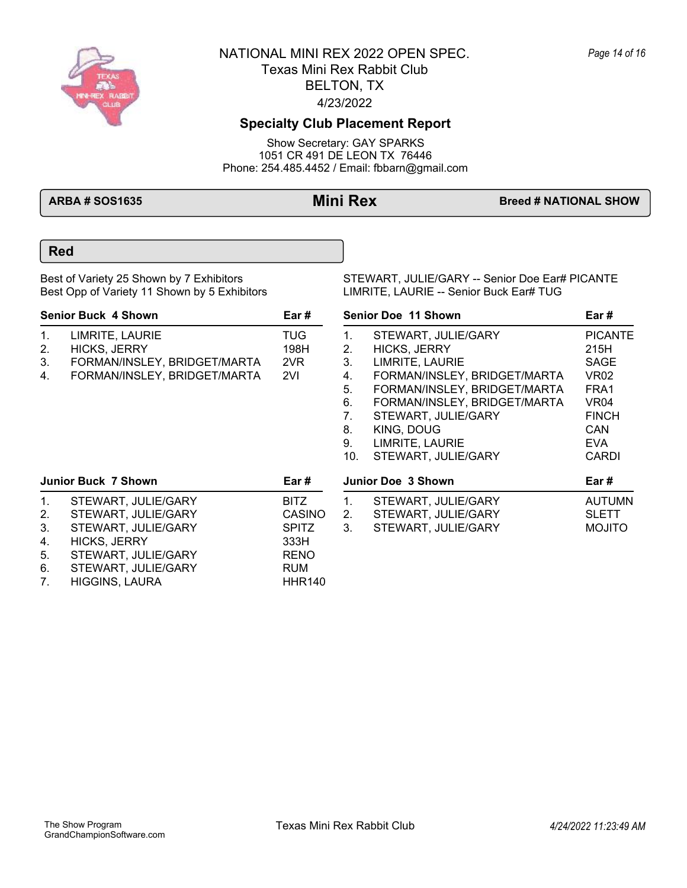# NATIONAL MINI REX 2022 OPEN SPEC.

Texas Mini Rex Rabbit Club
BELTON, TX
4/23/2022

## Specialty Club Placement Report

Show Secretary: GAY SPARKS
1051 CR 491 DE LEON TX 76446
Phone: 254.485.4452 / Email: fbbarn@gmail.com

**ARBA # SOS1635** | **Mini Rex** | **Breed # NATIONAL SHOW**

### Red

Best of Variety 25 Shown by 7 Exhibitors — STEWART, JULIE/GARY -- Senior Doe Ear# PICANTE

Best Opp of Variety 11 Shown by 5 Exhibitors — LIMRITE, LAURIE -- Senior Buck Ear# TUG

| Senior Buck 4 Shown | | Ear # |
|---|---|---|
| 1. | LIMRITE, LAURIE | TUG |
| 2. | HICKS, JERRY | 198H |
| 3. | FORMAN/INSLEY, BRIDGET/MARTA | 2VR |
| 4. | FORMAN/INSLEY, BRIDGET/MARTA | 2VI |

| Senior Doe 11 Shown | | Ear # |
|---|---|---|
| 1. | STEWART, JULIE/GARY | PICANTE |
| 2. | HICKS, JERRY | 215H |
| 3. | LIMRITE, LAURIE | SAGE |
| 4. | FORMAN/INSLEY, BRIDGET/MARTA | VR02 |
| 5. | FORMAN/INSLEY, BRIDGET/MARTA | FRA1 |
| 6. | FORMAN/INSLEY, BRIDGET/MARTA | VR04 |
| 7. | STEWART, JULIE/GARY | FINCH |
| 8. | KING, DOUG | CAN |
| 9. | LIMRITE, LAURIE | EVA |
| 10. | STEWART, JULIE/GARY | CARDI |

| Junior Buck 7 Shown | | Ear # |
|---|---|---|
| 1. | STEWART, JULIE/GARY | BITZ |
| 2. | STEWART, JULIE/GARY | CASINO |
| 3. | STEWART, JULIE/GARY | SPITZ |
| 4. | HICKS, JERRY | 333H |
| 5. | STEWART, JULIE/GARY | RENO |
| 6. | STEWART, JULIE/GARY | RUM |
| 7. | HIGGINS, LAURA | HHR140 |

| Junior Doe 3 Shown | | Ear # |
|---|---|---|
| 1. | STEWART, JULIE/GARY | AUTUMN |
| 2. | STEWART, JULIE/GARY | SLETT |
| 3. | STEWART, JULIE/GARY | MOJITO |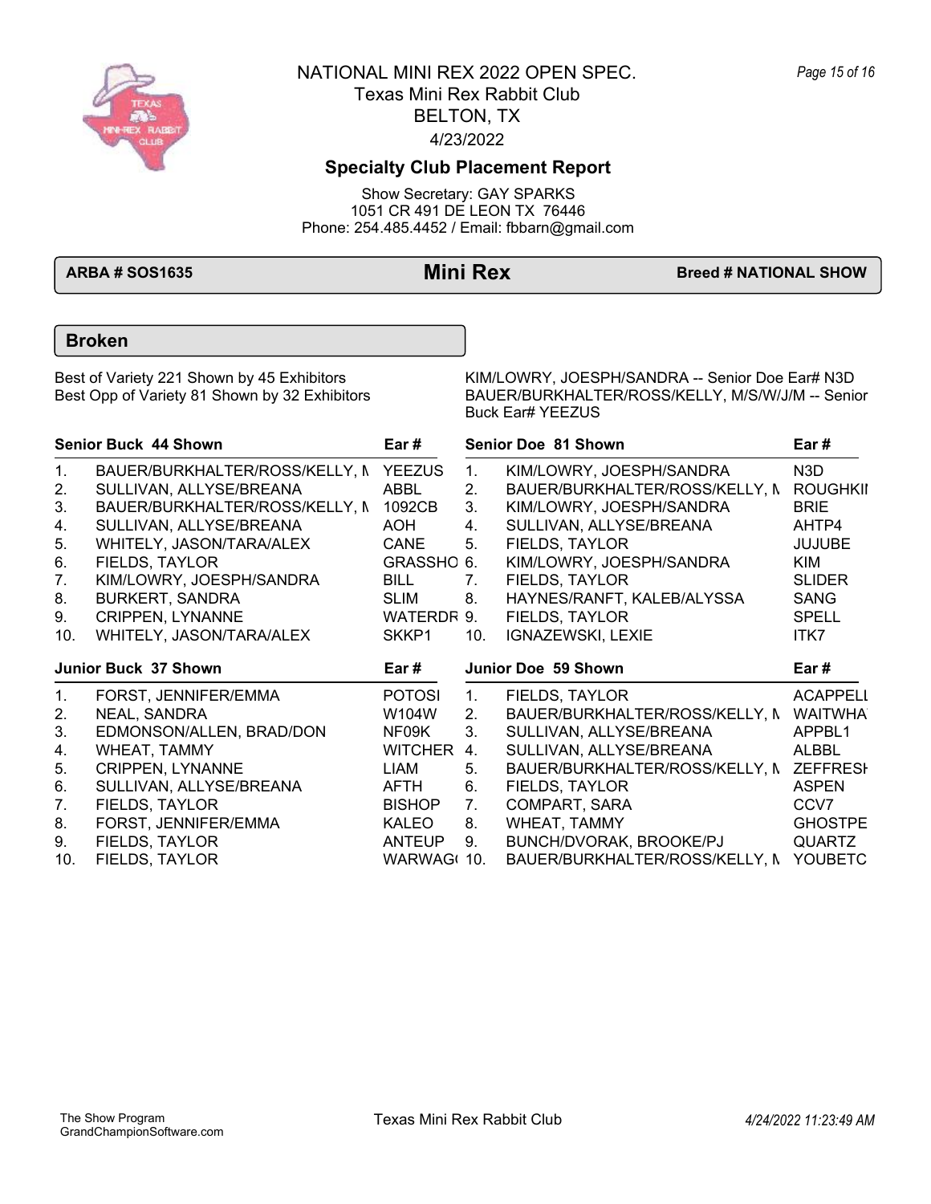# NATIONAL MINI REX 2022 OPEN SPEC.

Texas Mini Rex Rabbit Club
BELTON, TX
4/23/2022

## Specialty Club Placement Report

Show Secretary: GAY SPARKS
1051 CR 491 DE LEON TX 76446
Phone: 254.485.4452 / Email: fbbarn@gmail.com

**ARBA # SOS1635** | **Mini Rex** | **Breed # NATIONAL SHOW**

### Broken

Best of Variety 221 Shown by 45 Exhibitors
Best Opp of Variety 81 Shown by 32 Exhibitors

KIM/LOWRY, JOESPH/SANDRA -- Senior Doe Ear# N3D
BAUER/BURKHALTER/ROSS/KELLY, M/S/W/J/M -- Senior Buck Ear# YEEZUS

| Senior Buck 44 Shown | | Ear # |
|---|---|---|
| 1. | BAUER/BURKHALTER/ROSS/KELLY, M | YEEZUS |
| 2. | SULLIVAN, ALLYSE/BREANA | ABBL |
| 3. | BAUER/BURKHALTER/ROSS/KELLY, M | 1092CB |
| 4. | SULLIVAN, ALLYSE/BREANA | AOH |
| 5. | WHITELY, JASON/TARA/ALEX | CANE |
| 6. | FIELDS, TAYLOR | GRASSHO |
| 7. | KIM/LOWRY, JOESPH/SANDRA | BILL |
| 8. | BURKERT, SANDRA | SLIM |
| 9. | CRIPPEN, LYNANNE | WATERDR |
| 10. | WHITELY, JASON/TARA/ALEX | SKKP1 |

| Senior Doe 81 Shown | | Ear # |
|---|---|---|
| 1. | KIM/LOWRY, JOESPH/SANDRA | N3D |
| 2. | BAUER/BURKHALTER/ROSS/KELLY, M | ROUGHKII |
| 3. | KIM/LOWRY, JOESPH/SANDRA | BRIE |
| 4. | SULLIVAN, ALLYSE/BREANA | AHTP4 |
| 5. | FIELDS, TAYLOR | JUJUBE |
| 6. | KIM/LOWRY, JOESPH/SANDRA | KIM |
| 7. | FIELDS, TAYLOR | SLIDER |
| 8. | HAYNES/RANFT, KALEB/ALYSSA | SANG |
| 9. | FIELDS, TAYLOR | SPELL |
| 10. | IGNAZEWSKI, LEXIE | ITK7 |

| Junior Buck 37 Shown | | Ear # |
|---|---|---|
| 1. | FORST, JENNIFER/EMMA | POTOSI |
| 2. | NEAL, SANDRA | W104W |
| 3. | EDMONSON/ALLEN, BRAD/DON | NF09K |
| 4. | WHEAT, TAMMY | WITCHER |
| 5. | CRIPPEN, LYNANNE | LIAM |
| 6. | SULLIVAN, ALLYSE/BREANA | AFTH |
| 7. | FIELDS, TAYLOR | BISHOP |
| 8. | FORST, JENNIFER/EMMA | KALEO |
| 9. | FIELDS, TAYLOR | ANTEUP |
| 10. | FIELDS, TAYLOR | WARWAG( |

| Junior Doe 59 Shown | | Ear # |
|---|---|---|
| 1. | FIELDS, TAYLOR | ACAPPELL |
| 2. | BAUER/BURKHALTER/ROSS/KELLY, M | WAITWHA |
| 3. | SULLIVAN, ALLYSE/BREANA | APPBL1 |
| 4. | SULLIVAN, ALLYSE/BREANA | ALBBL |
| 5. | BAUER/BURKHALTER/ROSS/KELLY, M | ZEFFRESH |
| 6. | FIELDS, TAYLOR | ASPEN |
| 7. | COMPART, SARA | CCV7 |
| 8. | WHEAT, TAMMY | GHOSTPE |
| 9. | BUNCH/DVORAK, BROOKE/PJ | QUARTZ |
| 10. | BAUER/BURKHALTER/ROSS/KELLY, M | YOUBETC |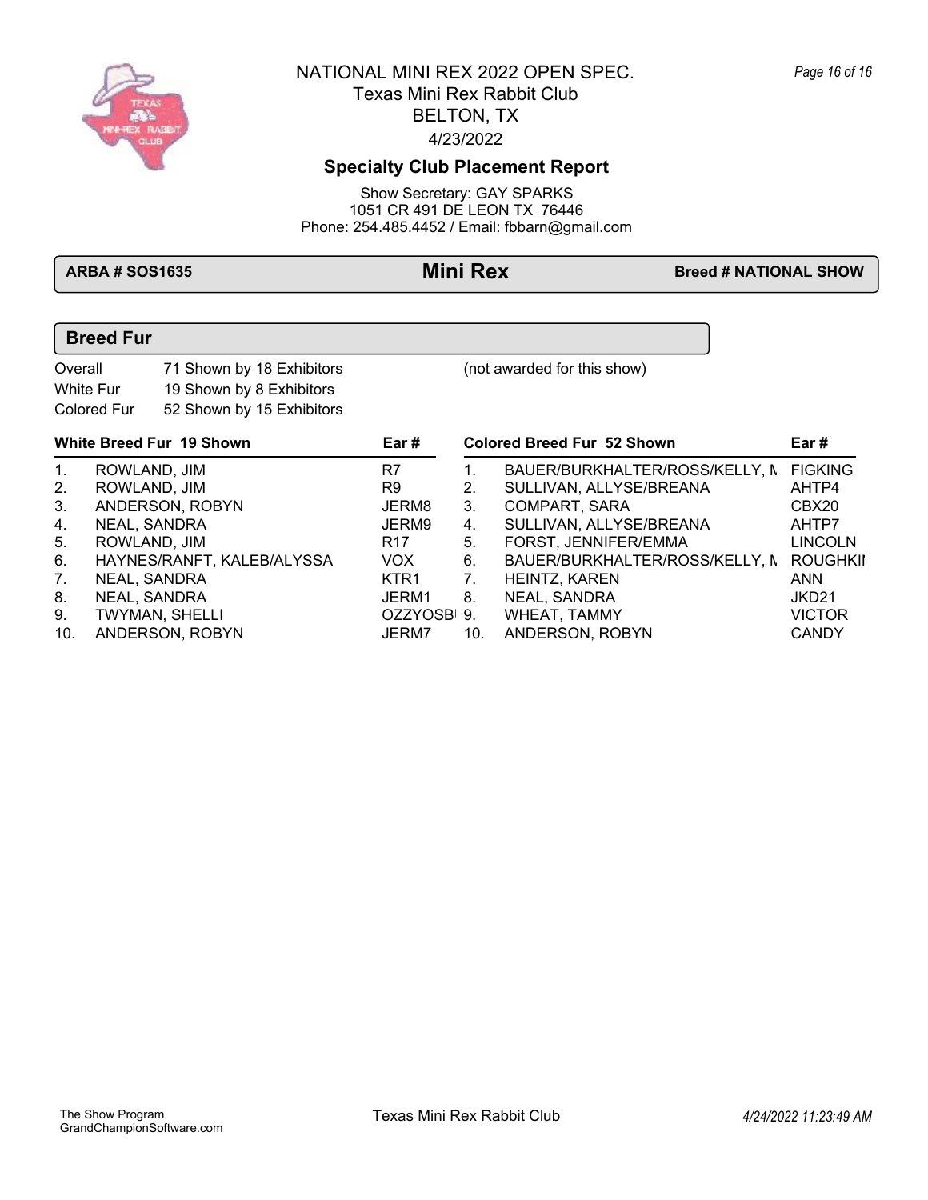# NATIONAL MINI REX 2022 OPEN SPEC.

Texas Mini Rex Rabbit Club
BELTON, TX
4/23/2022

## Specialty Club Placement Report

Show Secretary: GAY SPARKS
1051 CR 491 DE LEON TX 76446
Phone: 254.485.4452 / Email: fbbarn@gmail.com

**ARBA # SOS1635** | **Mini Rex** | **Breed # NATIONAL SHOW**

## Breed Fur

| | | |
|---|---|---|
| Overall | 71 Shown by 18 Exhibitors | (not awarded for this show) |
| White Fur | 19 Shown by 8 Exhibitors | |
| Colored Fur | 52 Shown by 15 Exhibitors | |

| | White Breed Fur 19 Shown | Ear # |
|---|---|---|
| 1. | ROWLAND, JIM | R7 |
| 2. | ROWLAND, JIM | R9 |
| 3. | ANDERSON, ROBYN | JERM8 |
| 4. | NEAL, SANDRA | JERM9 |
| 5. | ROWLAND, JIM | R17 |
| 6. | HAYNES/RANFT, KALEB/ALYSSA | VOX |
| 7. | NEAL, SANDRA | KTR1 |
| 8. | NEAL, SANDRA | JERM1 |
| 9. | TWYMAN, SHELLI | OZZYOSB |
| 10. | ANDERSON, ROBYN | JERM7 |

| | Colored Breed Fur 52 Shown | Ear # |
|---|---|---|
| 1. | BAUER/BURKHALTER/ROSS/KELLY, M | FIGKING |
| 2. | SULLIVAN, ALLYSE/BREANA | AHTP4 |
| 3. | COMPART, SARA | CBX20 |
| 4. | SULLIVAN, ALLYSE/BREANA | AHTP7 |
| 5. | FORST, JENNIFER/EMMA | LINCOLN |
| 6. | BAUER/BURKHALTER/ROSS/KELLY, M | ROUGHKI |
| 7. | HEINTZ, KAREN | ANN |
| 8. | NEAL, SANDRA | JKD21 |
| 9. | WHEAT, TAMMY | VICTOR |
| 10. | ANDERSON, ROBYN | CANDY |